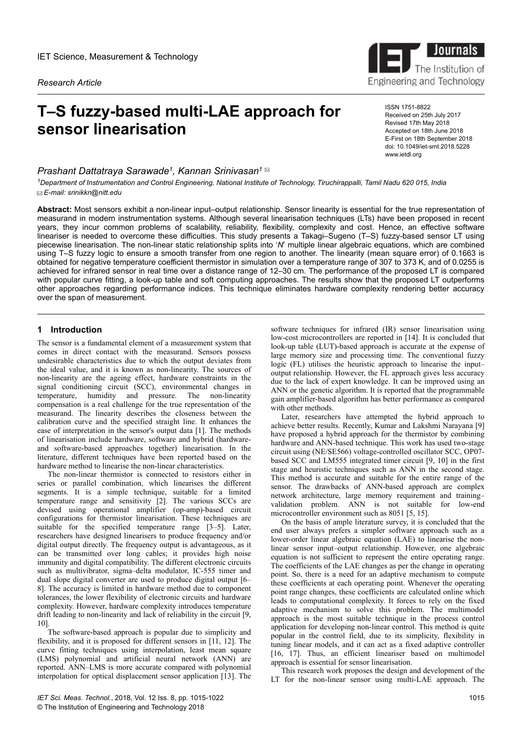IET Science, Measurement & Technology

*Research Article*

# T–S fuzzy-based multi-LAE approach for sensor linearisation

ISSN 1751-8822
Received on 25th July 2017
Revised 17th May 2018
Accepted on 18th June 2018
E-First on 18th September 2018
doi: 10.1049/iet-smt.2018.5228
www.ietdl.org

*Prashant Dattatraya Sarawade[1], Kannan Srinivasan[1]* ✉

[1]*Department of Instrumentation and Control Engineering, National Institute of Technology, Tiruchirappalli, Tamil Nadu 620 015, India*
✉ *E-mail: srinikkn@nitt.edu*

**Abstract:** Most sensors exhibit a non-linear input–output relationship. Sensor linearity is essential for the true representation of measurand in modern instrumentation systems. Although several linearisation techniques (LTs) have been proposed in recent years, they incur common problems of scalability, reliability, flexibility, complexity and cost. Hence, an effective software lineariser is needed to overcome these difficulties. This study presents a Takagi–Sugeno (T–S) fuzzy-based sensor LT using piecewise linearisation. The non-linear static relationship splits into '*N*' multiple linear algebraic equations, which are combined using T–S fuzzy logic to ensure a smooth transfer from one region to another. The linearity (mean square error) of 0.1663 is obtained for negative temperature coefficient thermistor in simulation over a temperature range of 307 to 373 K, and of 0.0255 is achieved for infrared sensor in real time over a distance range of 12–30 cm. The performance of the proposed LT is compared with popular curve fitting, a look-up table and soft computing approaches. The results show that the proposed LT outperforms other approaches regarding performance indices. This technique eliminates hardware complexity rendering better accuracy over the span of measurement.

## 1 Introduction

The sensor is a fundamental element of a measurement system that comes in direct contact with the measurand. Sensors possess undesirable characteristics due to which the output deviates from the ideal value, and it is known as non-linearity. The sources of non-linearity are the ageing effect, hardware constraints in the signal conditioning circuit (SCC), environmental changes in temperature, humidity and pressure. The non-linearity compensation is a real challenge for the true representation of the measurand. The linearity describes the closeness between the calibration curve and the specified straight line. It enhances the ease of interpretation in the sensor's output data [1]. The methods of linearisation include hardware, software and hybrid (hardware- and software-based approaches together) linearisation. In the literature, different techniques have been reported based on the hardware method to linearise the non-linear characteristics.

The non-linear thermistor is connected to resistors either in series or parallel combination, which linearises the different segments. It is a simple technique, suitable for a limited temperature range and sensitivity [2]. The various SCCs are devised using operational amplifier (op-amp)-based circuit configurations for thermistor linearisation. These techniques are suitable for the specified temperature range [3–5]. Later, researchers have designed linearisers to produce frequency and/or digital output directly. The frequency output is advantageous, as it can be transmitted over long cables; it provides high noise immunity and digital compatibility. The different electronic circuits such as multivibrator, sigma–delta modulator, IC-555 timer and dual slope digital converter are used to produce digital output [6–8]. The accuracy is limited in hardware method due to component tolerances, the lower flexibility of electronic circuits and hardware complexity. However, hardware complexity introduces temperature drift leading to non-linearity and lack of reliability in the circuit [9, 10].

The software-based approach is popular due to simplicity and flexibility, and it is proposed for different sensors in [11, 12]. The curve fitting techniques using interpolation, least mean square (LMS) polynomial and artificial neural network (ANN) are reported. ANN–LMS is more accurate compared with polynomial interpolation for optical displacement sensor application [13]. The software techniques for infrared (IR) sensor linearisation using low-cost microcontrollers are reported in [14]. It is concluded that look-up table (LUT)-based approach is accurate at the expense of large memory size and processing time. The conventional fuzzy logic (FL) utilises the heuristic approach to linearise the input–output relationship. However, the FL approach gives less accuracy due to the lack of expert knowledge. It can be improved using an ANN or the genetic algorithm. It is reported that the programmable gain amplifier-based algorithm has better performance as compared with other methods.

Later, researchers have attempted the hybrid approach to achieve better results. Recently, Kumar and Lakshmi Narayana [9] have proposed a hybrid approach for the thermistor by combining hardware and ANN-based technique. This work has used two-stage circuit using (NE/SE566) voltage-controlled oscillator SCC, OP07-based SCC and LM555 integrated timer circuit [9, 10] in the first stage and heuristic techniques such as ANN in the second stage. This method is accurate and suitable for the entire range of the sensor. The drawbacks of ANN-based approach are complex network architecture, large memory requirement and training–validation problem. ANN is not suitable for low-end microcontroller environment such as 8051 [5, 15].

On the basis of ample literature survey, it is concluded that the end user always prefers a simpler software approach such as a lower-order linear algebraic equation (LAE) to linearise the non-linear sensor input–output relationship. However, one algebraic equation is not sufficient to represent the entire operating range. The coefficients of the LAE changes as per the change in operating point. So, there is a need for an adaptive mechanism to compute these coefficients at each operating point. Whenever the operating point range changes, these coefficients are calculated online which leads to computational complexity. It forces to rely on the fixed adaptive mechanism to solve this problem. The multimodel approach is the most suitable technique in the process control application for developing non-linear control. This method is quite popular in the control field, due to its simplicity, flexibility in tuning linear models, and it can act as a fixed adaptive controller [16, 17]. Thus, an efficient lineariser based on multimodel approach is essential for sensor linearisation.

This research work proposes the design and development of the LT for the non-linear sensor using multi-LAE approach. The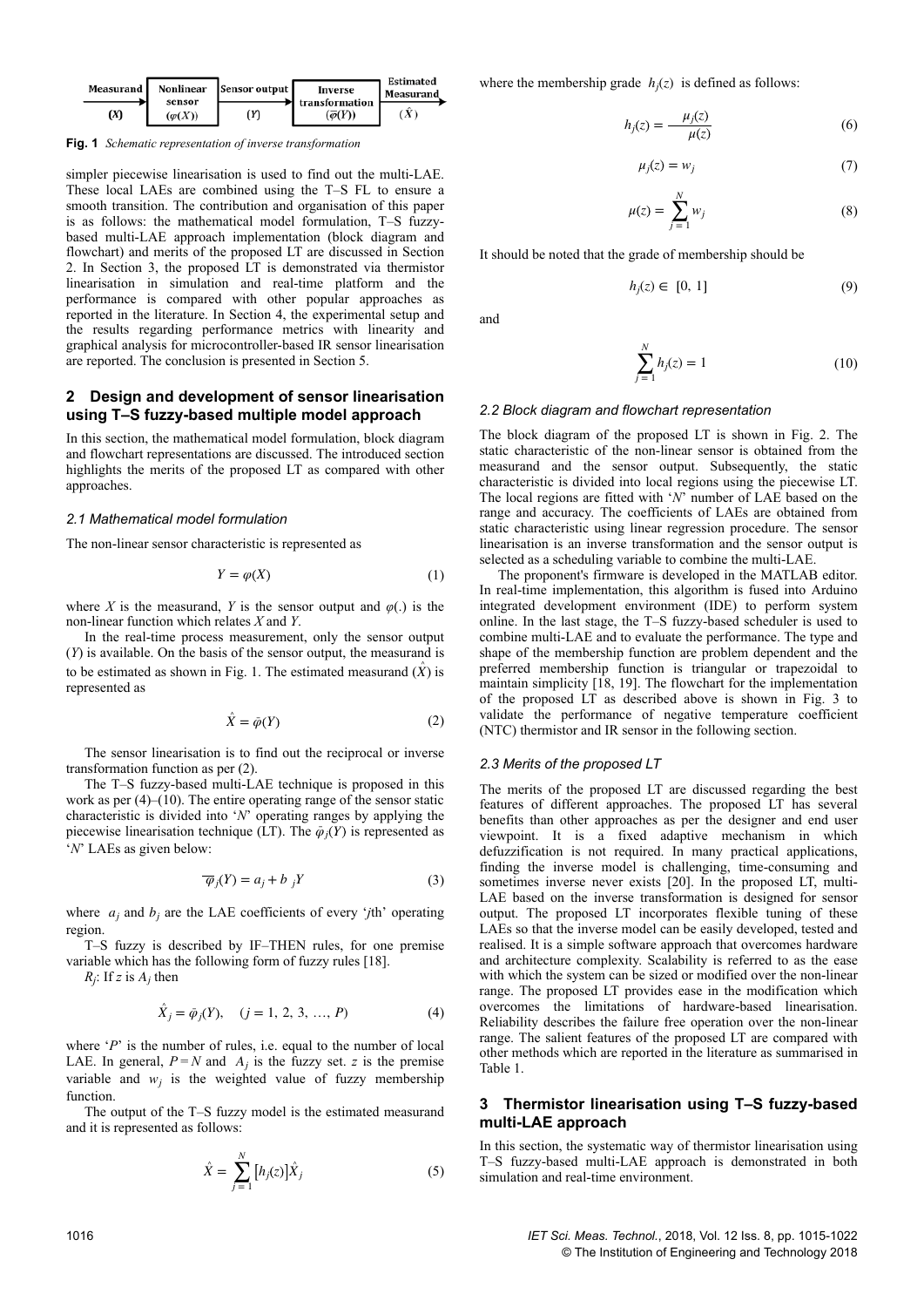| Measurand | Nonlinear sensor | Sensor output | Inverse transformation | Estimated Measurand |
|---|---|---|---|---|
| (X) | ($\varphi(X)$) | (Y) | ($\bar{\varphi}(Y)$) | ($\hat{X}$) |

**Fig. 1** *Schematic representation of inverse transformation*

simpler piecewise linearisation is used to find out the multi-LAE. These local LAEs are combined using the T–S FL to ensure a smooth transition. The contribution and organisation of this paper is as follows: the mathematical model formulation, T–S fuzzy-based multi-LAE approach implementation (block diagram and flowchart) and merits of the proposed LT are discussed in Section 2. In Section 3, the proposed LT is demonstrated via thermistor linearisation in simulation and real-time platform and the performance is compared with other popular approaches as reported in the literature. In Section 4, the experimental setup and the results regarding performance metrics with linearity and graphical analysis for microcontroller-based IR sensor linearisation are reported. The conclusion is presented in Section 5.

## 2 Design and development of sensor linearisation using T–S fuzzy-based multiple model approach

In this section, the mathematical model formulation, block diagram and flowchart representations are discussed. The introduced section highlights the merits of the proposed LT as compared with other approaches.

### 2.1 Mathematical model formulation

The non-linear sensor characteristic is represented as

$$Y = \varphi(X) \tag{1}$$

where $X$ is the measurand, $Y$ is the sensor output and $\varphi(.)$ is the non-linear function which relates $X$ and $Y$.

In the real-time process measurement, only the sensor output ($Y$) is available. On the basis of the sensor output, the measurand is to be estimated as shown in Fig. 1. The estimated measurand ($\hat{X}$) is represented as

$$\hat{X} = \bar{\varphi}(Y) \tag{2}$$

The sensor linearisation is to find out the reciprocal or inverse transformation function as per (2).

The T–S fuzzy-based multi-LAE technique is proposed in this work as per (4)–(10). The entire operating range of the sensor static characteristic is divided into '$N$' operating ranges by applying the piecewise linearisation technique (LT). The $\bar{\varphi}_j(Y)$ is represented as '$N$' LAEs as given below:

$$\overline{\varphi}_j(Y) = a_j + b_jY \tag{3}$$

where $a_j$ and $b_j$ are the LAE coefficients of every '$j$th' operating region.

T–S fuzzy is described by IF–THEN rules, for one premise variable which has the following form of fuzzy rules [18].

$R_j$: If $z$ is $A_j$ then

$$\hat{X}_j = \bar{\varphi}_j(Y), \quad (j = 1, 2, 3, \ldots, P) \tag{4}$$

where '$P$' is the number of rules, i.e. equal to the number of local LAE. In general, $P = N$ and $A_j$ is the fuzzy set. $z$ is the premise variable and $w_j$ is the weighted value of fuzzy membership function.

The output of the T–S fuzzy model is the estimated measurand and it is represented as follows:

$$\hat{X} = \sum_{j=1}^{N} \left[h_j(z)\right]\hat{X}_j \tag{5}$$

where the membership grade $h_j(z)$ is defined as follows:

$$h_j(z) = \frac{\mu_j(z)}{\mu(z)} \tag{6}$$

$$\mu_j(z) = w_j \tag{7}$$

$$\mu(z) = \sum_{j=1}^{N} w_j \tag{8}$$

It should be noted that the grade of membership should be

$$h_j(z) \in [0, 1] \tag{9}$$

and

$$\sum_{j=1}^{N} h_j(z) = 1 \tag{10}$$

### 2.2 Block diagram and flowchart representation

The block diagram of the proposed LT is shown in Fig. 2. The static characteristic of the non-linear sensor is obtained from the measurand and the sensor output. Subsequently, the static characteristic is divided into local regions using the piecewise LT. The local regions are fitted with '$N$' number of LAE based on the range and accuracy. The coefficients of LAEs are obtained from static characteristic using linear regression procedure. The sensor linearisation is an inverse transformation and the sensor output is selected as a scheduling variable to combine the multi-LAE.

The proponent's firmware is developed in the MATLAB editor. In real-time implementation, this algorithm is fused into Arduino integrated development environment (IDE) to perform system online. In the last stage, the T–S fuzzy-based scheduler is used to combine multi-LAE and to evaluate the performance. The type and shape of the membership function are problem dependent and the preferred membership function is triangular or trapezoidal to maintain simplicity [18, 19]. The flowchart for the implementation of the proposed LT as described above is shown in Fig. 3 to validate the performance of negative temperature coefficient (NTC) thermistor and IR sensor in the following section.

### 2.3 Merits of the proposed LT

The merits of the proposed LT are discussed regarding the best features of different approaches. The proposed LT has several benefits than other approaches as per the designer and end user viewpoint. It is a fixed adaptive mechanism in which defuzzification is not required. In many practical applications, finding the inverse model is challenging, time-consuming and sometimes inverse never exists [20]. In the proposed LT, multi-LAE based on the inverse transformation is designed for sensor output. The proposed LT incorporates flexible tuning of these LAEs so that the inverse model can be easily developed, tested and realised. It is a simple software approach that overcomes hardware and architecture complexity. Scalability is referred to as the ease with which the system can be sized or modified over the non-linear range. The proposed LT provides ease in the modification which overcomes the limitations of hardware-based linearisation. Reliability describes the failure free operation over the non-linear range. The salient features of the proposed LT are compared with other methods which are reported in the literature as summarised in Table 1.

## 3 Thermistor linearisation using T–S fuzzy-based multi-LAE approach

In this section, the systematic way of thermistor linearisation using T–S fuzzy-based multi-LAE approach is demonstrated in both simulation and real-time environment.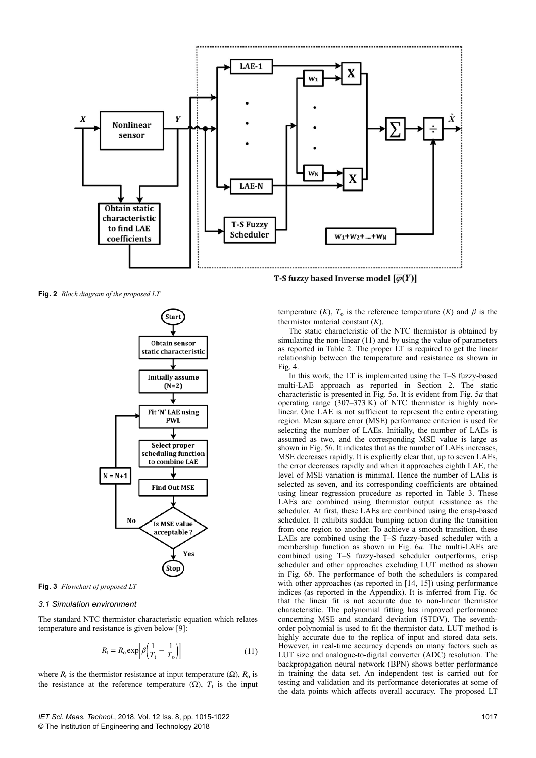**Fig. 2** *Block diagram of the proposed LT*

**Fig. 3** *Flowchart of proposed LT*

### 3.1 Simulation environment

The standard NTC thermistor characteristic equation which relates temperature and resistance is given below [9]:

$$R_t = R_o \exp\left[\beta\left(\frac{1}{T_t} - \frac{1}{T_o}\right)\right] \tag{11}$$

where $R_t$ is the thermistor resistance at input temperature (Ω), $R_o$ is the resistance at the reference temperature (Ω), $T_t$ is the input temperature ($K$), $T_o$ is the reference temperature ($K$) and $\beta$ is the thermistor material constant ($K$).

The static characteristic of the NTC thermistor is obtained by simulating the non-linear (11) and by using the value of parameters as reported in Table 2. The proper LT is required to get the linear relationship between the temperature and resistance as shown in Fig. 4.

In this work, the LT is implemented using the T–S fuzzy-based multi-LAE approach as reported in Section 2. The static characteristic is presented in Fig. 5*a*. It is evident from Fig. 5*a* that operating range (307–373 K) of NTC thermistor is highly non-linear. One LAE is not sufficient to represent the entire operating region. Mean square error (MSE) performance criterion is used for selecting the number of LAEs. Initially, the number of LAEs is assumed as two, and the corresponding MSE value is large as shown in Fig. 5*b*. It indicates that as the number of LAEs increases, MSE decreases rapidly. It is explicitly clear that, up to seven LAEs, the error decreases rapidly and when it approaches eighth LAE, the level of MSE variation is minimal. Hence the number of LAEs is selected as seven, and its corresponding coefficients are obtained using linear regression procedure as reported in Table 3. These LAEs are combined using thermistor output resistance as the scheduler. At first, these LAEs are combined using the crisp-based scheduler. It exhibits sudden bumping action during the transition from one region to another. To achieve a smooth transition, these LAEs are combined using the T–S fuzzy-based scheduler with a membership function as shown in Fig. 6*a*. The multi-LAEs are combined using T–S fuzzy-based scheduler outperforms, crisp scheduler and other approaches excluding LUT method as shown in Fig. 6*b*. The performance of both the schedulers is compared with other approaches (as reported in [14, 15]) using performance indices (as reported in the Appendix). It is inferred from Fig. 6*c* that the linear fit is not accurate due to non-linear thermistor characteristic. The polynomial fitting has improved performance concerning MSE and standard deviation (STDV). The seventh-order polynomial is used to fit the thermistor data. LUT method is highly accurate due to the replica of input and stored data sets. However, in real-time accuracy depends on many factors such as LUT size and analogue-to-digital converter (ADC) resolution. The backpropagation neural network (BPN) shows better performance in training the data set. An independent test is carried out for testing and validation and its performance deteriorates at some of the data points which affects overall accuracy. The proposed LT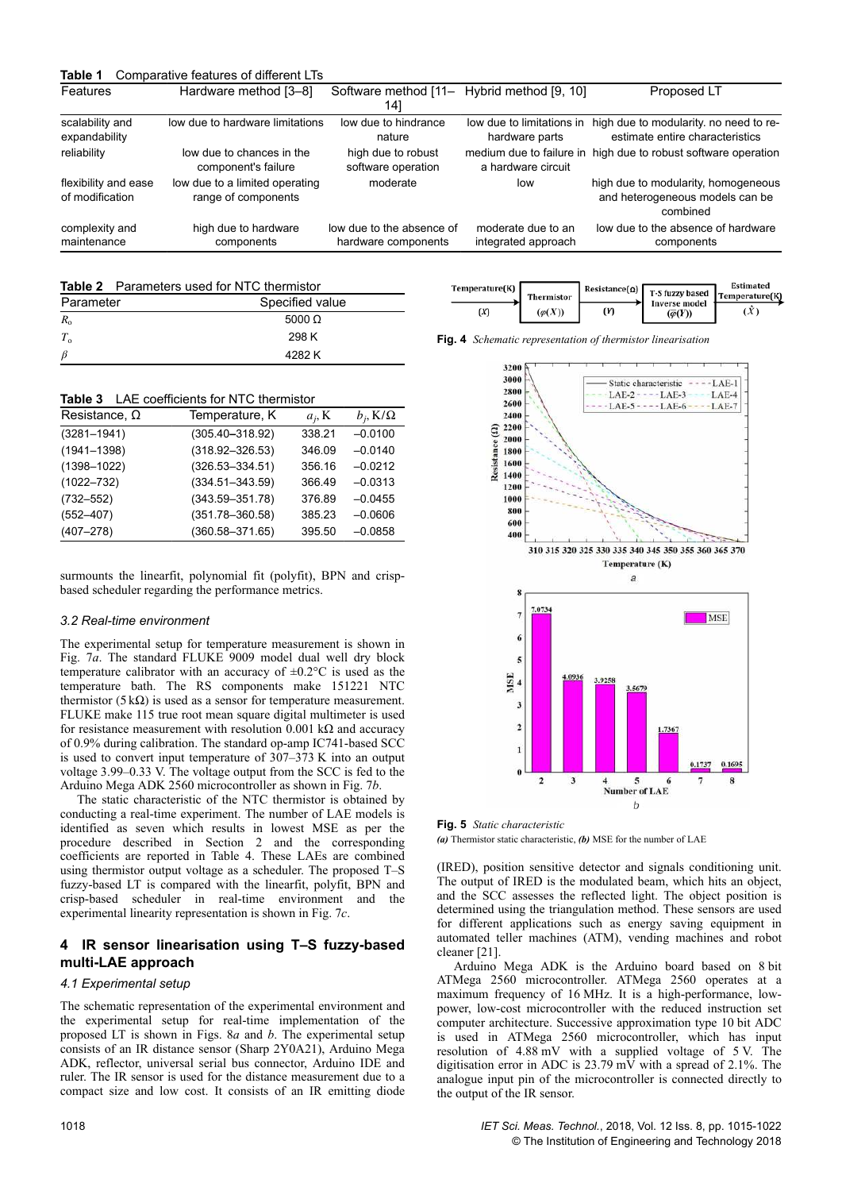**Table 1** Comparative features of different LTs

| Features | Hardware method [3–8] | Software method [11–14] | Hybrid method [9, 10] | Proposed LT |
|---|---|---|---|---|
| scalability and expandability | low due to hardware limitations | low due to hindrance nature | low due to limitations in hardware parts | high due to modularity. no need to re-estimate entire characteristics |
| reliability | low due to chances in the component's failure | high due to robust software operation | medium due to failure in a hardware circuit | high due to robust software operation |
| flexibility and ease of modification | low due to a limited operating range of components | moderate | low | high due to modularity, homogeneous and heterogeneous models can be combined |
| complexity and maintenance | high due to hardware components | low due to the absence of hardware components | moderate due to an integrated approach | low due to the absence of hardware components |

**Table 2** Parameters used for NTC thermistor

| Parameter | Specified value |
|---|---|
| $R_o$ | 5000 Ω |
| $T_o$ | 298 K |
| $\beta$ | 4282 K |

**Table 3** LAE coefficients for NTC thermistor

| Resistance, Ω | Temperature, K | $a_j$, K | $b_j$, K/Ω |
|---|---|---|---|
| (3281–1941) | (305.40–318.92) | 338.21 | −0.0100 |
| (1941–1398) | (318.92–326.53) | 346.09 | −0.0140 |
| (1398–1022) | (326.53–334.51) | 356.16 | −0.0212 |
| (1022–732) | (334.51–343.59) | 366.49 | −0.0313 |
| (732–552) | (343.59–351.78) | 376.89 | −0.0455 |
| (552–407) | (351.78–360.58) | 385.23 | −0.0606 |
| (407–278) | (360.58–371.65) | 395.50 | −0.0858 |

surmounts the linearfit, polynomial fit (polyfit), BPN and crisp-based scheduler regarding the performance metrics.

### 3.2 Real-time environment

The experimental setup for temperature measurement is shown in Fig. 7*a*. The standard FLUKE 9009 model dual well dry block temperature calibrator with an accuracy of ±0.2°C is used as the temperature bath. The RS components make 151221 NTC thermistor (5 kΩ) is used as a sensor for temperature measurement. FLUKE make 115 true root mean square digital multimeter is used for resistance measurement with resolution 0.001 kΩ and accuracy of 0.9% during calibration. The standard op-amp IC741-based SCC is used to convert input temperature of 307–373 K into an output voltage 3.99–0.33 V. The voltage output from the SCC is fed to the Arduino Mega ADK 2560 microcontroller as shown in Fig. 7*b*.

The static characteristic of the NTC thermistor is obtained by conducting a real-time experiment. The number of LAE models is identified as seven which results in lowest MSE as per the procedure described in Section 2 and the corresponding coefficients are reported in Table 4. These LAEs are combined using thermistor output voltage as a scheduler. The proposed T–S fuzzy-based LT is compared with the linearfit, polyfit, BPN and crisp-based scheduler in real-time environment and the experimental linearity representation is shown in Fig. 7*c*.

## 4 IR sensor linearisation using T–S fuzzy-based multi-LAE approach

### 4.1 Experimental setup

The schematic representation of the experimental environment and the experimental setup for real-time implementation of the proposed LT is shown in Figs. 8*a* and *b*. The experimental setup consists of an IR distance sensor (Sharp 2Y0A21), Arduino Mega ADK, reflector, universal serial bus connector, Arduino IDE and ruler. The IR sensor is used for the distance measurement due to a compact size and low cost. It consists of an IR emitting diode

**Fig. 4** *Schematic representation of thermistor linearisation*

**Fig. 5** *Static characteristic*
*(a)* Thermistor static characteristic, *(b)* MSE for the number of LAE

(IRED), position sensitive detector and signals conditioning unit. The output of IRED is the modulated beam, which hits an object, and the SCC assesses the reflected light. The object position is determined using the triangulation method. These sensors are used for different applications such as energy saving equipment in automated teller machines (ATM), vending machines and robot cleaner [21].

Arduino Mega ADK is the Arduino board based on 8 bit ATMega 2560 microcontroller. ATMega 2560 operates at a maximum frequency of 16 MHz. It is a high-performance, low-power, low-cost microcontroller with the reduced instruction set computer architecture. Successive approximation type 10 bit ADC is used in ATMega 2560 microcontroller, which has input resolution of 4.88 mV with a supplied voltage of 5 V. The digitisation error in ADC is 23.79 mV with a spread of 2.1%. The analogue input pin of the microcontroller is connected directly to the output of the IR sensor.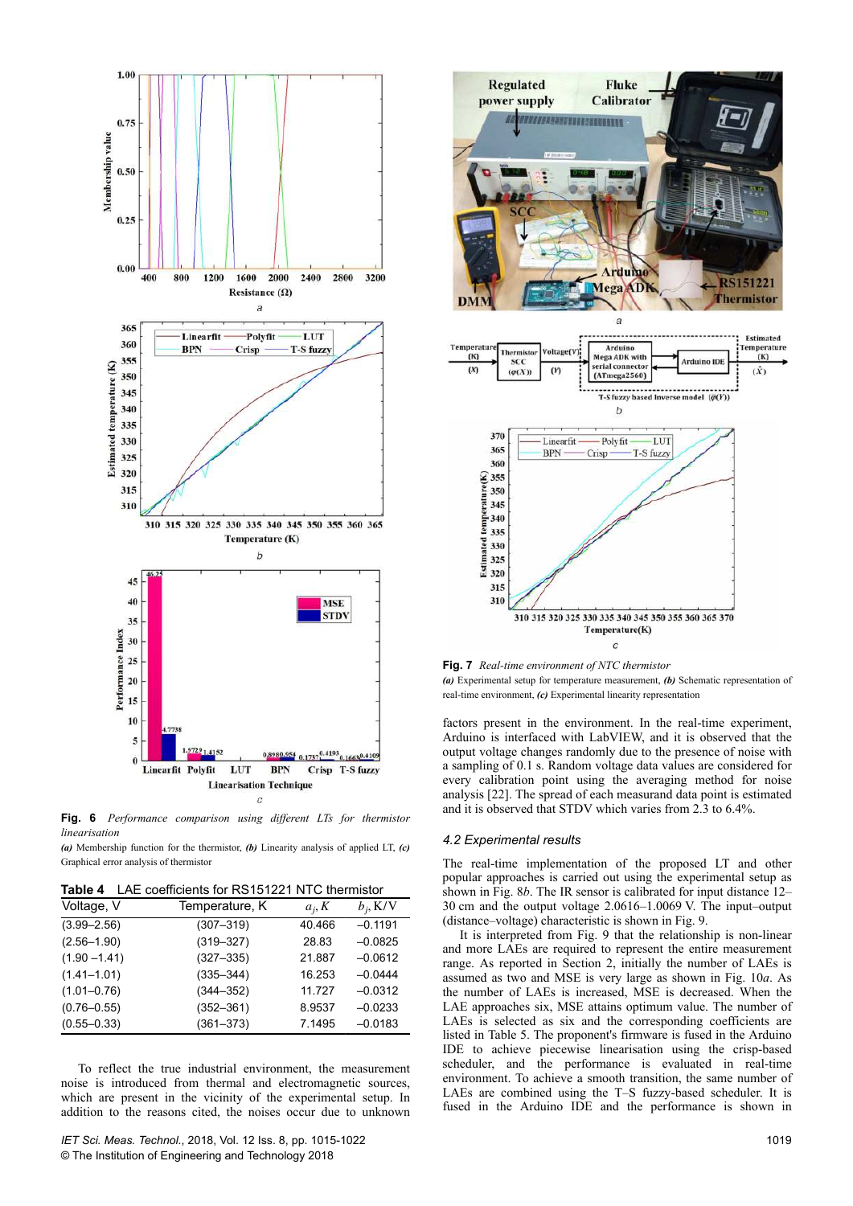**Fig. 6** *Performance comparison using different LTs for thermistor linearisation*

*(a)* Membership function for the thermistor, *(b)* Linearity analysis of applied LT, *(c)* Graphical error analysis of thermistor

**Table 4** LAE coefficients for RS151221 NTC thermistor

| Voltage, V | Temperature, K | $a_j$, K | $b_j$, K/V |
|---|---|---|---|
| (3.99–2.56) | (307–319) | 40.466 | –0.1191 |
| (2.56–1.90) | (319–327) | 28.83 | –0.0825 |
| (1.90 –1.41) | (327–335) | 21.887 | –0.0612 |
| (1.41–1.01) | (335–344) | 16.253 | –0.0444 |
| (1.01–0.76) | (344–352) | 11.727 | –0.0312 |
| (0.76–0.55) | (352–361) | 8.9537 | –0.0233 |
| (0.55–0.33) | (361–373) | 7.1495 | –0.0183 |

To reflect the true industrial environment, the measurement noise is introduced from thermal and electromagnetic sources, which are present in the vicinity of the experimental setup. In addition to the reasons cited, the noises occur due to unknown factors present in the environment. In the real-time experiment, Arduino is interfaced with LabVIEW, and it is observed that the output voltage changes randomly due to the presence of noise with a sampling of 0.1 s. Random voltage data values are considered for every calibration point using the averaging method for noise analysis [22]. The spread of each measurand data point is estimated and it is observed that STDV which varies from 2.3 to 6.4%.

**Fig. 7** *Real-time environment of NTC thermistor*

*(a)* Experimental setup for temperature measurement, *(b)* Schematic representation of real-time environment, *(c)* Experimental linearity representation

### 4.2 Experimental results

The real-time implementation of the proposed LT and other popular approaches is carried out using the experimental setup as shown in Fig. 8*b*. The IR sensor is calibrated for input distance 12–30 cm and the output voltage 2.0616–1.0069 V. The input–output (distance–voltage) characteristic is shown in Fig. 9.

It is interpreted from Fig. 9 that the relationship is non-linear and more LAEs are required to represent the entire measurement range. As reported in Section 2, initially the number of LAEs is assumed as two and MSE is very large as shown in Fig. 10*a*. As the number of LAEs is increased, MSE is decreased. When the LAE approaches six, MSE attains optimum value. The number of LAEs is selected as six and the corresponding coefficients are listed in Table 5. The proponent's firmware is fused in the Arduino IDE to achieve piecewise linearisation using the crisp-based scheduler, and the performance is evaluated in real-time environment. To achieve a smooth transition, the same number of LAEs are combined using the T–S fuzzy-based scheduler. It is fused in the Arduino IDE and the performance is shown in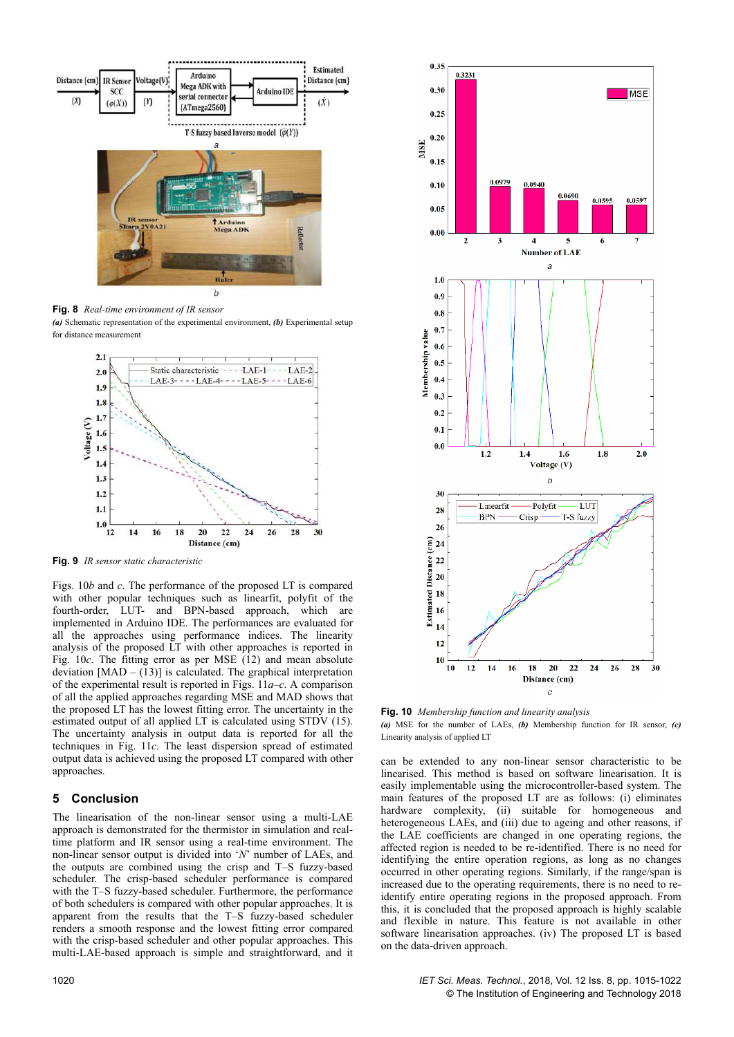**Fig. 8** *Real-time environment of IR sensor*
***(a)*** Schematic representation of the experimental environment, ***(b)*** Experimental setup for distance measurement

**Fig. 9** *IR sensor static characteristic*

Figs. 10*b* and *c*. The performance of the proposed LT is compared with other popular techniques such as linearfit, polyfit of the fourth-order, LUT- and BPN-based approach, which are implemented in Arduino IDE. The performances are evaluated for all the approaches using performance indices. The linearity analysis of the proposed LT with other approaches is reported in Fig. 10*c*. The fitting error as per MSE (12) and mean absolute deviation [MAD – (13)] is calculated. The graphical interpretation of the experimental result is reported in Figs. 11*a*–*c*. A comparison of all the applied approaches regarding MSE and MAD shows that the proposed LT has the lowest fitting error. The uncertainty in the estimated output of all applied LT is calculated using STDV (15). The uncertainty analysis in output data is reported for all the techniques in Fig. 11*c*. The least dispersion spread of estimated output data is achieved using the proposed LT compared with other approaches.

## 5 Conclusion

The linearisation of the non-linear sensor using a multi-LAE approach is demonstrated for the thermistor in simulation and real-time platform and IR sensor using a real-time environment. The non-linear sensor output is divided into '*N*' number of LAEs, and the outputs are combined using the crisp and T–S fuzzy-based scheduler. The crisp-based scheduler performance is compared with the T–S fuzzy-based scheduler. Furthermore, the performance of both schedulers is compared with other popular approaches. It is apparent from the results that the T–S fuzzy-based scheduler renders a smooth response and the lowest fitting error compared with the crisp-based scheduler and other popular approaches. This multi-LAE-based approach is simple and straightforward, and it can be extended to any non-linear sensor characteristic to be linearised. This method is based on software linearisation. It is easily implementable using the microcontroller-based system. The main features of the proposed LT are as follows: (i) eliminates hardware complexity, (ii) suitable for homogeneous and heterogeneous LAEs, and (iii) due to ageing and other reasons, if the LAE coefficients are changed in one operating regions, the affected region is needed to be re-identified. There is no need for identifying the entire operation regions, as long as no changes occurred in other operating regions. Similarly, if the range/span is increased due to the operating requirements, there is no need to re-identify entire operating regions in the proposed approach. From this, it is concluded that the proposed approach is highly scalable and flexible in nature. This feature is not available in other software linearisation approaches. (iv) The proposed LT is based on the data-driven approach.

**Fig. 10** *Membership function and linearity analysis*
***(a)*** MSE for the number of LAEs, ***(b)*** Membership function for IR sensor, ***(c)*** Linearity analysis of applied LT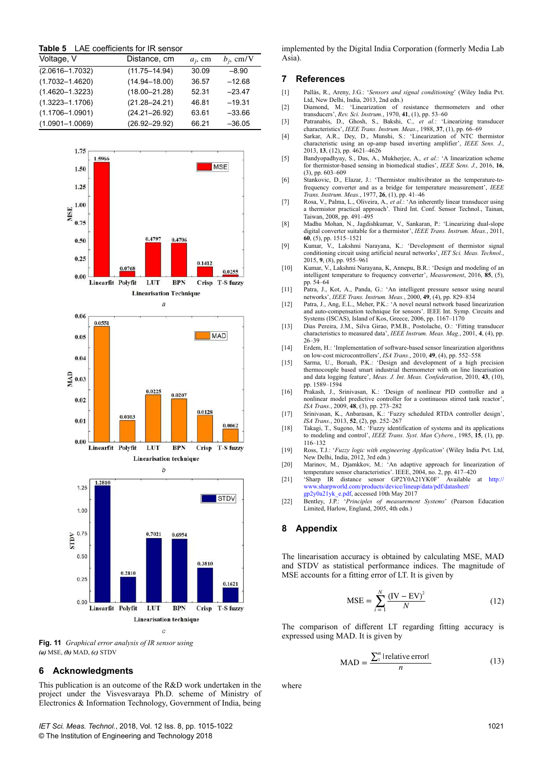**Table 5** LAE coefficients for IR sensor

| Voltage, V | Distance, cm | $a_j$, cm | $b_j$, cm/V |
|---|---|---|---|
| (2.0616–1.7032) | (11.75–14.94) | 30.09 | –8.90 |
| (1.7032–1.4620) | (14.94–18.00) | 36.57 | –12.68 |
| (1.4620–1.3223) | (18.00–21.28) | 52.31 | –23.47 |
| (1.3223–1.1706) | (21.28–24.21) | 46.81 | –19.31 |
| (1.1706–1.0901) | (24.21–26.92) | 63.61 | –33.66 |
| (1.0901–1.0069) | (26.92–29.92) | 66.21 | –36.05 |

**Fig. 11** *Graphical error analysis of IR sensor using*
***(a)*** *MSE,* ***(b)*** *MAD,* ***(c)*** *STDV*

## 6 Acknowledgments

This publication is an outcome of the R&D work undertaken in the project under the Visvesvaraya Ph.D. scheme of Ministry of Electronics & Information Technology, Government of India, being implemented by the Digital India Corporation (formerly Media Lab Asia).

## 7 References

[1] Pallàs, R., Areny, J.G.: '*Sensors and signal conditioning*' (Wiley India Pvt. Ltd, New Delhi, India, 2013, 2nd edn.)

[2] Diamond, M.: 'Linearization of resistance thermometers and other transducers', *Rev. Sci. Instrum.*, 1970, **41**, (1), pp. 53–60

[3] Patranabis, D., Ghosh, S., Bakshi, C., *et al.*: 'Linearizing transducer characteristics', *IEEE Trans. Instrum. Meas.*, 1988, **37**, (1), pp. 66–69

[4] Sarkar, A.R., Dey, D., Munshi, S.: 'Linearization of NTC thermistor characteristic using an op-amp based inverting amplifier', *IEEE Sens. J.*, 2013, **13**, (12), pp. 4621–4626

[5] Bandyopadhyay, S., Das, A., Mukherjee, A., *et al.*: 'A linearization scheme for thermistor-based sensing in biomedical studies', *IEEE Sens. J.*, 2016, **16**, (3), pp. 603–609

[6] Stankovic, D., Elazar, J.: 'Thermistor multivibrator as the temperature-to-frequency converter and as a bridge for temperature measurement', *IEEE Trans. Instrum. Meas.*, 1977, **26**, (1), pp. 41–46

[7] Rosa, V., Palma, L., Oliveira, A., *et al.*: 'An inherently linear transducer using a thermistor practical approach'. Third Int. Conf. Sensor Technol., Tainan, Taiwan, 2008, pp. 491–495

[8] Madhu Mohan, N., Jagdishkumar, V., Sankaran, P.: 'Linearizing dual-slope digital converter suitable for a thermistor', *IEEE Trans. Instrum. Meas.*, 2011, **60**, (5), pp. 1515–1521

[9] Kumar, V., Lakshmi Narayana, K.: 'Development of thermistor signal conditioning circuit using artificial neural networks', *IET Sci. Meas. Technol.*, 2015, **9**, (8), pp. 955–961

[10] Kumar, V., Lakshmi Narayana, K, Annepu, B.R.: 'Design and modeling of an intelligent temperature to frequency converter', *Measurement*, 2016, **85**, (5), pp. 54–64

[11] Patra, J., Kot, A., Panda, G.: 'An intelligent pressure sensor using neural networks', *IEEE Trans. Instrum. Meas.*, 2000, **49**, (4), pp. 829–834

[12] Patra, J., Ang, E.L., Meher, P.K.: 'A novel neural network based linearization and auto-compensation technique for sensors'. IEEE Int. Symp. Circuits and Systems (ISCAS), Island of Kos, Greece, 2006, pp. 1167–1170

[13] Dias Pereira, J.M., Silva Girao, P.M.B., Postolache, O.: 'Fitting transducer characteristics to measured data', *IEEE Instrum. Meas. Mag.*, 2001, **4**, (4), pp. 26–39

[14] Erdem, H.: 'Implementation of software-based sensor linearization algorithms on low-cost microcontrollers', *ISA Trans.*, 2010, **49**, (4), pp. 552–558

[15] Sarma, U., Boruah, P.K.: 'Design and development of a high precision thermocouple based smart industrial thermometer with on line linearisation and data logging feature', *Meas. J. Int. Meas. Confederation*, 2010, **43**, (10), pp. 1589–1594

[16] Prakash, J., Srinivasan, K.: 'Design of nonlinear PID controller and a nonlinear model predictive controller for a continuous stirred tank reactor', *ISA Trans.*, 2009, **48**, (3), pp. 273–282

[17] Srinivasan, K., Anbarasan, K.: 'Fuzzy scheduled RTDA controller design', *ISA Trans.*, 2013, **52**, (2), pp. 252–267

[18] Takagi, T., Sugeno, M.: 'Fuzzy identification of systems and its applications to modeling and control', *IEEE Trans. Syst. Man Cybern.*, 1985, **15**, (1), pp. 116–132

[19] Ross, T.J.: '*Fuzzy logic with engineering Application*' (Wiley India Pvt. Ltd, New Delhi, India, 2012, 3rd edn.)

[20] Marinov, M., Djamkkov, M.: 'An adaptive approach for linearization of temperature sensor characteristics'. IEEE, 2004, no. 2, pp. 417–420

[21] 'Sharp IR distance sensor GP2Y0A21YK0F' Available at http://www.sharpworld.com/products/device/lineup/data/pdf/datasheet/gp2y0a21yk_e.pdf, accessed 10th May 2017

[22] Bentley, J.P.: '*Principles of measurement Systems*' (Pearson Education Limited, Harlow, England, 2005, 4th edn.)

## 8 Appendix

The linearisation accuracy is obtained by calculating MSE, MAD and STDV as statistical performance indices. The magnitude of MSE accounts for a fitting error of LT. It is given by

$$\text{MSE} = \sum_{i=1}^{N} \frac{(\text{IV} - \text{EV})^2}{N} \tag{12}$$

The comparison of different LT regarding fitting accuracy is expressed using MAD. It is given by

$$\text{MAD} = \frac{\sum_{1}^{n} |\text{relative error}|}{n} \tag{13}$$

where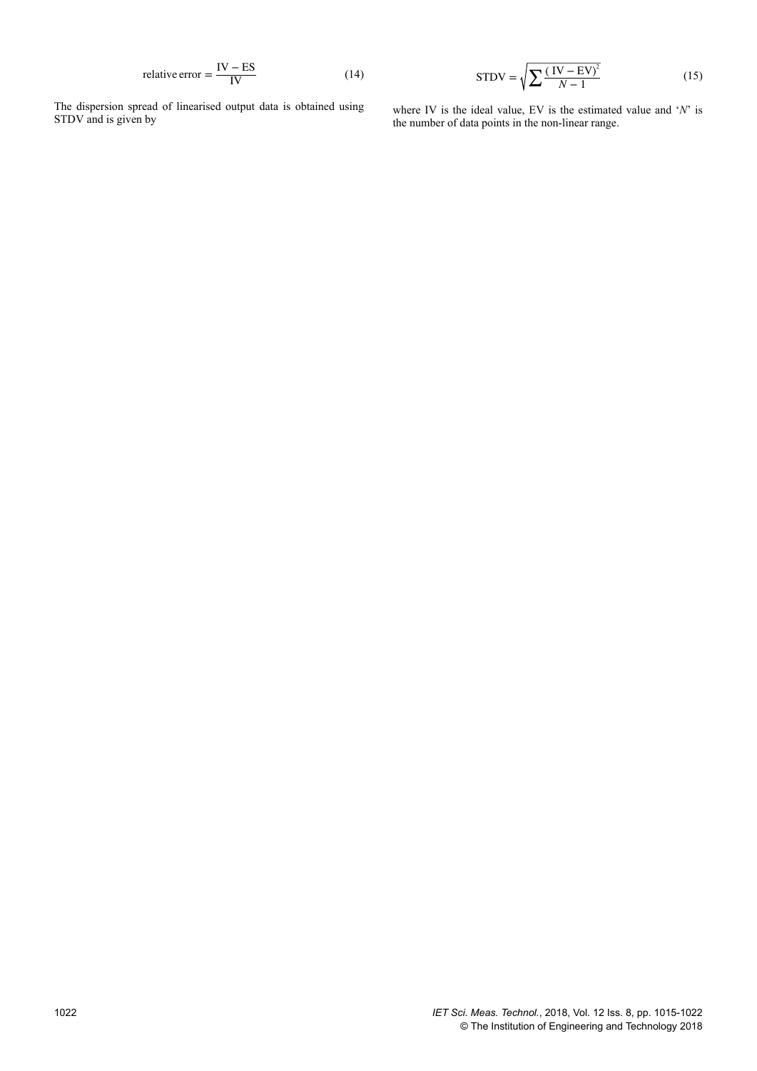$$\text{relative error} = \frac{\text{IV} - \text{ES}}{\text{IV}} \quad (14)$$

The dispersion spread of linearised output data is obtained using STDV and is given by

$$\text{STDV} = \sqrt{\sum \frac{(\text{IV} - \text{EV})^2}{N - 1}} \quad (15)$$

where IV is the ideal value, EV is the estimated value and '$N$' is the number of data points in the non-linear range.